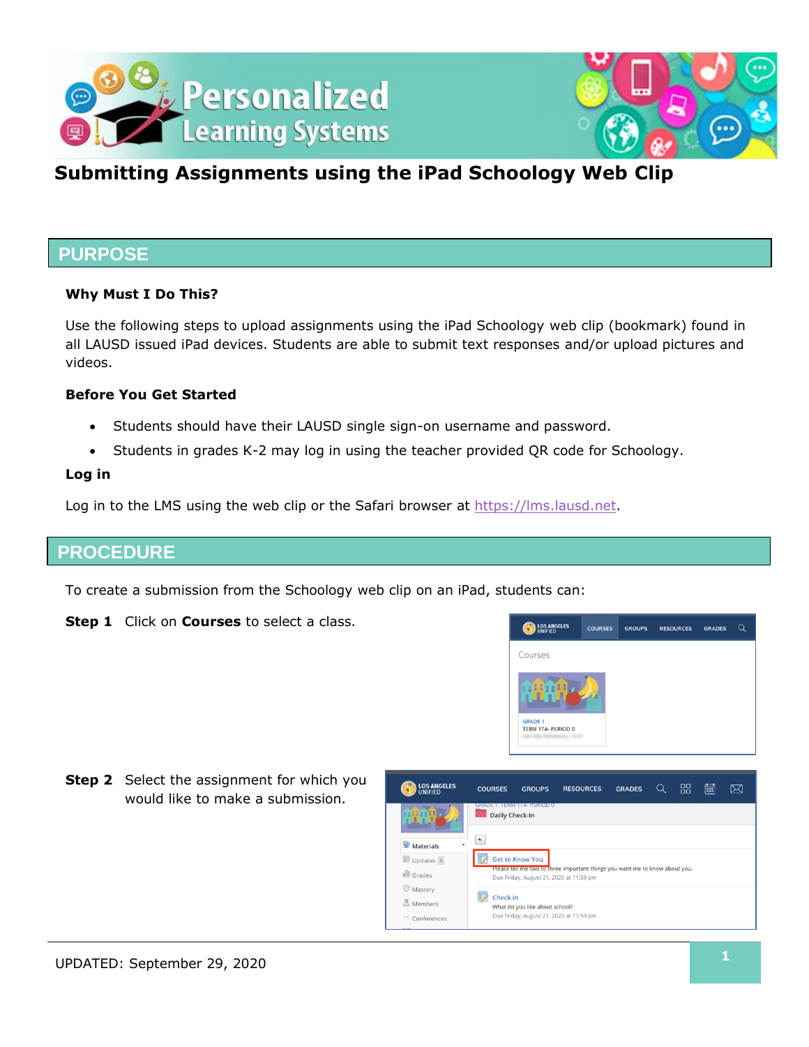# Submitting Assignments using the iPad Schoology Web Clip

## PURPOSE

### Why Must I Do This?

Use the following steps to upload assignments using the iPad Schoology web clip (bookmark) found in all LAUSD issued iPad devices. Students are able to submit text responses and/or upload pictures and videos.

### Before You Get Started

- Students should have their LAUSD single sign-on username and password.
- Students in grades K-2 may log in using the teacher provided QR code for Schoology.

### Log in

Log in to the LMS using the web clip or the Safari browser at https://lms.lausd.net.

## PROCEDURE

To create a submission from the Schoology web clip on an iPad, students can:

**Step 1** Click on **Courses** to select a class.

**Step 2** Select the assignment for which you would like to make a submission.

UPDATED: September 29, 2020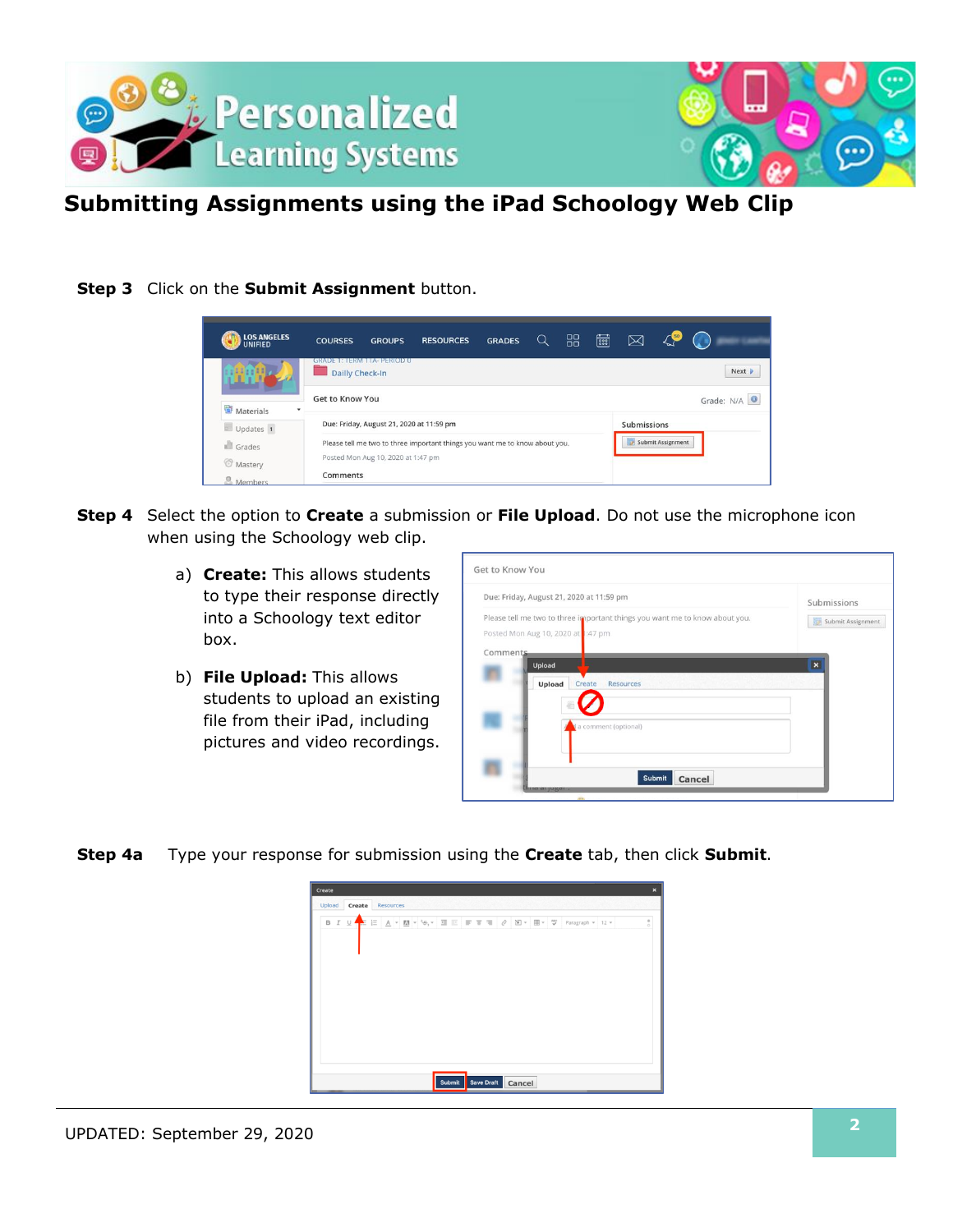## Submitting Assignments using the iPad Schoology Web Clip

**Step 3** Click on the **Submit Assignment** button.

**Step 4** Select the option to **Create** a submission or **File Upload**. Do not use the microphone icon when using the Schoology web clip.

a) **Create:** This allows students to type their response directly into a Schoology text editor box.

b) **File Upload:** This allows students to upload an existing file from their iPad, including pictures and video recordings.

**Step 4a** Type your response for submission using the **Create** tab, then click **Submit**.

UPDATED: September 29, 2020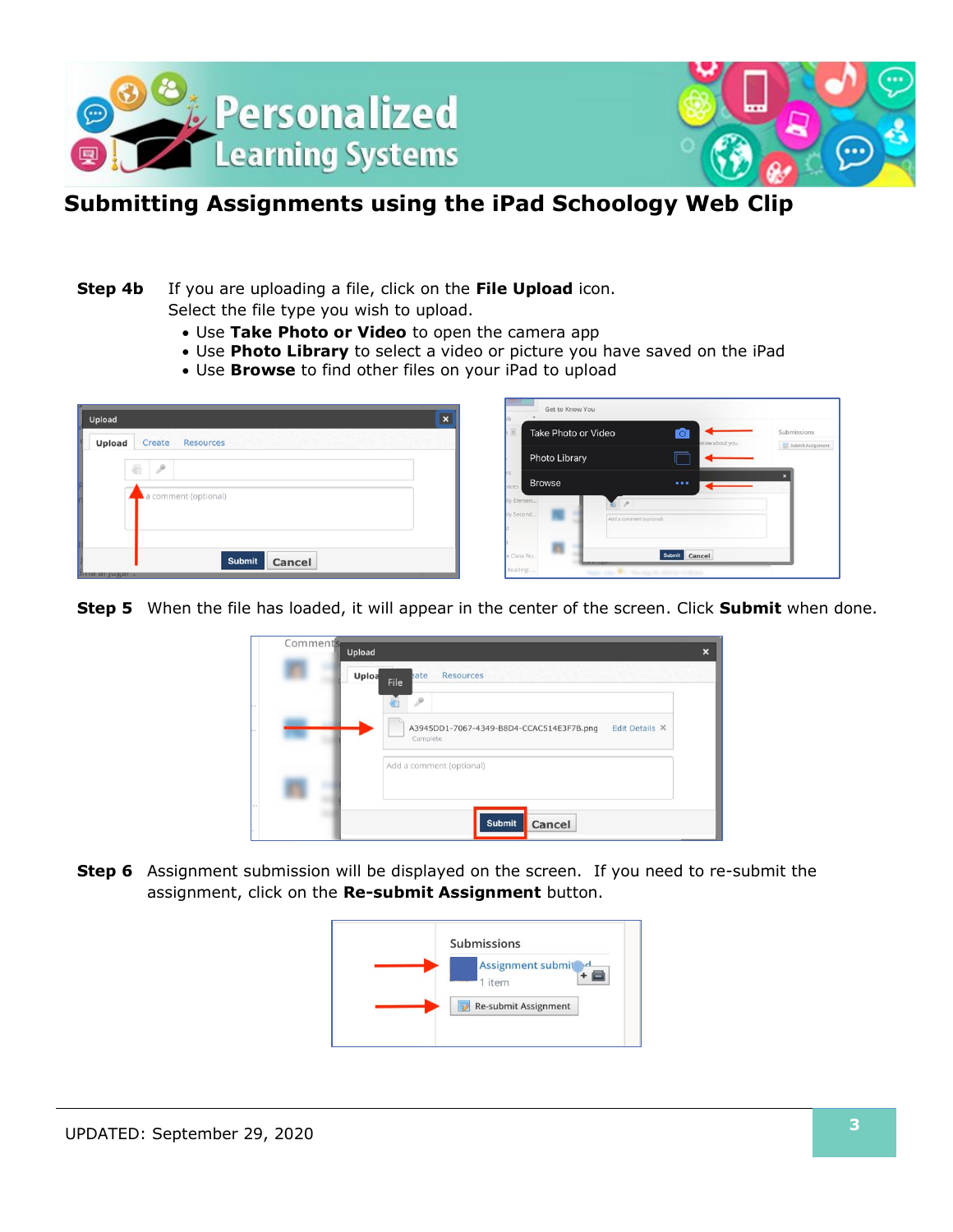# Submitting Assignments using the iPad Schoology Web Clip

**Step 4b** If you are uploading a file, click on the **File Upload** icon.
Select the file type you wish to upload.

- Use **Take Photo or Video** to open the camera app
- Use **Photo Library** to select a video or picture you have saved on the iPad
- Use **Browse** to find other files on your iPad to upload

**Step 5** When the file has loaded, it will appear in the center of the screen. Click **Submit** when done.

**Step 6** Assignment submission will be displayed on the screen. If you need to re-submit the assignment, click on the **Re-submit Assignment** button.

UPDATED: September 29, 2020